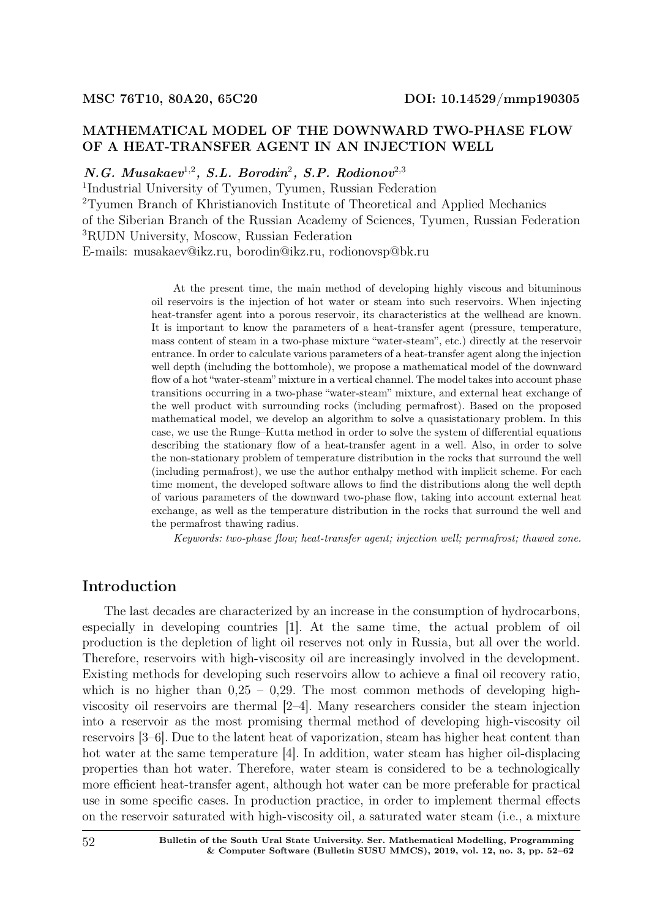MSC 76T10, 80A20, 65C20 DOI: 10.14529/mmp190305

# MATHEMATICAL MODEL OF THE DOWNWARD TWO-PHASE FLOW OF A HEAT-TRANSFER AGENT IN AN INJECTION WELL

***N.G. Musakaev***[1,2], ***S.L. Borodin***[2], ***S.P. Rodionov***[2,3]

[1]Industrial University of Tyumen, Tyumen, Russian Federation

[2]Tyumen Branch of Khristianovich Institute of Theoretical and Applied Mechanics of the Siberian Branch of the Russian Academy of Sciences, Tyumen, Russian Federation

[3]RUDN University, Moscow, Russian Federation

E-mails: musakaev@ikz.ru, borodin@ikz.ru, rodionovsp@bk.ru

At the present time, the main method of developing highly viscous and bituminous oil reservoirs is the injection of hot water or steam into such reservoirs. When injecting heat-transfer agent into a porous reservoir, its characteristics at the wellhead are known. It is important to know the parameters of a heat-transfer agent (pressure, temperature, mass content of steam in a two-phase mixture "water-steam", etc.) directly at the reservoir entrance. In order to calculate various parameters of a heat-transfer agent along the injection well depth (including the bottomhole), we propose a mathematical model of the downward flow of a hot "water-steam" mixture in a vertical channel. The model takes into account phase transitions occurring in a two-phase "water-steam" mixture, and external heat exchange of the well product with surrounding rocks (including permafrost). Based on the proposed mathematical model, we develop an algorithm to solve a quasistationary problem. In this case, we use the Runge–Kutta method in order to solve the system of differential equations describing the stationary flow of a heat-transfer agent in a well. Also, in order to solve the non-stationary problem of temperature distribution in the rocks that surround the well (including permafrost), we use the author enthalpy method with implicit scheme. For each time moment, the developed software allows to find the distributions along the well depth of various parameters of the downward two-phase flow, taking into account external heat exchange, as well as the temperature distribution in the rocks that surround the well and the permafrost thawing radius.

*Keywords: two-phase flow; heat-transfer agent; injection well; permafrost; thawed zone.*

## Introduction

The last decades are characterized by an increase in the consumption of hydrocarbons, especially in developing countries [1]. At the same time, the actual problem of oil production is the depletion of light oil reserves not only in Russia, but all over the world. Therefore, reservoirs with high-viscosity oil are increasingly involved in the development. Existing methods for developing such reservoirs allow to achieve a final oil recovery ratio, which is no higher than 0,25 – 0,29. The most common methods of developing high-viscosity oil reservoirs are thermal [2–4]. Many researchers consider the steam injection into a reservoir as the most promising thermal method of developing high-viscosity oil reservoirs [3–6]. Due to the latent heat of vaporization, steam has higher heat content than hot water at the same temperature [4]. In addition, water steam has higher oil-displacing properties than hot water. Therefore, water steam is considered to be a technologically more efficient heat-transfer agent, although hot water can be more preferable for practical use in some specific cases. In production practice, in order to implement thermal effects on the reservoir saturated with high-viscosity oil, a saturated water steam (i.e., a mixture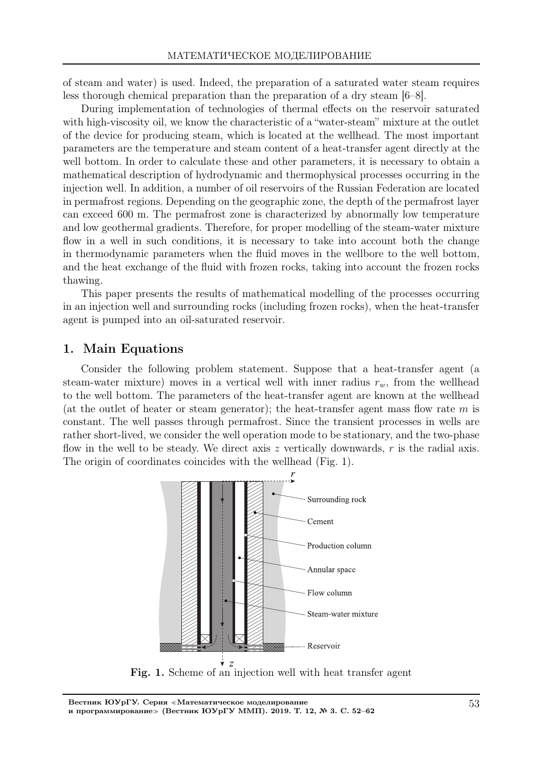of steam and water) is used. Indeed, the preparation of a saturated water steam requires less thorough chemical preparation than the preparation of a dry steam [6–8].

During implementation of technologies of thermal effects on the reservoir saturated with high-viscosity oil, we know the characteristic of a "water-steam" mixture at the outlet of the device for producing steam, which is located at the wellhead. The most important parameters are the temperature and steam content of a heat-transfer agent directly at the well bottom. In order to calculate these and other parameters, it is necessary to obtain a mathematical description of hydrodynamic and thermophysical processes occurring in the injection well. In addition, a number of oil reservoirs of the Russian Federation are located in permafrost regions. Depending on the geographic zone, the depth of the permafrost layer can exceed 600 m. The permafrost zone is characterized by abnormally low temperature and low geothermal gradients. Therefore, for proper modelling of the steam-water mixture flow in a well in such conditions, it is necessary to take into account both the change in thermodynamic parameters when the fluid moves in the wellbore to the well bottom, and the heat exchange of the fluid with frozen rocks, taking into account the frozen rocks thawing.

This paper presents the results of mathematical modelling of the processes occurring in an injection well and surrounding rocks (including frozen rocks), when the heat-transfer agent is pumped into an oil-saturated reservoir.

## 1. Main Equations

Consider the following problem statement. Suppose that a heat-transfer agent (a steam-water mixture) moves in a vertical well with inner radius $r_w$, from the wellhead to the well bottom. The parameters of the heat-transfer agent are known at the wellhead (at the outlet of heater or steam generator); the heat-transfer agent mass flow rate $m$ is constant. The well passes through permafrost. Since the transient processes in wells are rather short-lived, we consider the well operation mode to be stationary, and the two-phase flow in the well to be steady. We direct axis $z$ vertically downwards, $r$ is the radial axis. The origin of coordinates coincides with the wellhead (Fig. 1).

**Fig. 1.** Scheme of an injection well with heat transfer agent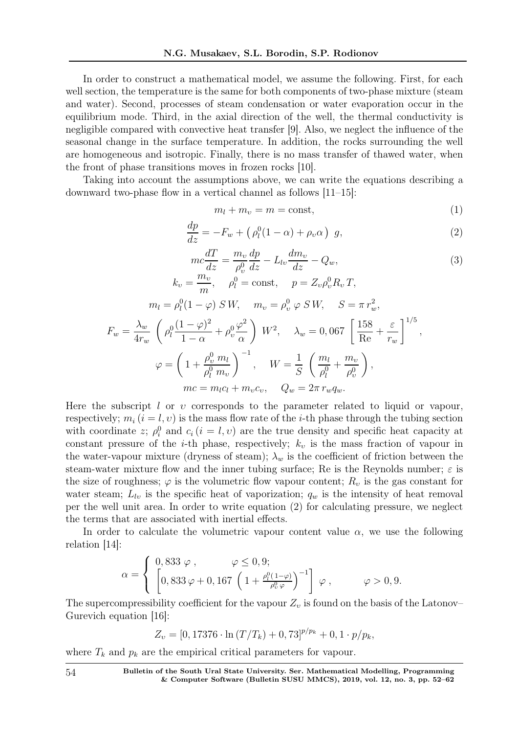In order to construct a mathematical model, we assume the following. First, for each well section, the temperature is the same for both components of two-phase mixture (steam and water). Second, processes of steam condensation or water evaporation occur in the equilibrium mode. Third, in the axial direction of the well, the thermal conductivity is negligible compared with convective heat transfer [9]. Also, we neglect the influence of the seasonal change in the surface temperature. In addition, the rocks surrounding the well are homogeneous and isotropic. Finally, there is no mass transfer of thawed water, when the front of phase transitions moves in frozen rocks [10].

Taking into account the assumptions above, we can write the equations describing a downward two-phase flow in a vertical channel as follows [11–15]:

$$m_l + m_\upsilon = m = \text{const}, \tag{1}$$

$$\frac{dp}{dz} = -F_w + \left(\rho_l^0(1-\alpha) + \rho_\upsilon \alpha\right)\, g, \tag{2}$$

$$mc\frac{dT}{dz} = \frac{m_\upsilon}{\rho_\upsilon^0}\frac{dp}{dz} - L_{l\upsilon}\frac{dm_\upsilon}{dz} - Q_w, \tag{3}$$

$$k_\upsilon = \frac{m_\upsilon}{m}, \quad \rho_l^0 = \text{const}, \quad p = Z_\upsilon \rho_\upsilon^0 R_\upsilon T,$$

$$m_l = \rho_l^0(1-\varphi)\, SW, \quad m_\upsilon = \rho_\upsilon^0\, \varphi\, SW, \quad S = \pi\, r_w^2,$$

$$F_w = \frac{\lambda_w}{4r_w}\left(\rho_l^0\frac{(1-\varphi)^2}{1-\alpha} + \rho_\upsilon^0\frac{\varphi^2}{\alpha}\right) W^2, \quad \lambda_w = 0,067\left[\frac{158}{\text{Re}} + \frac{\varepsilon}{r_w}\right]^{1/5},$$

$$\varphi = \left(1 + \frac{\rho_\upsilon^0\, m_l}{\rho_l^0\, m_\upsilon}\right)^{-1}, \quad W = \frac{1}{S}\left(\frac{m_l}{\rho_l^0} + \frac{m_\upsilon}{\rho_\upsilon^0}\right),$$

$$mc = m_l c_l + m_\upsilon c_\upsilon, \quad Q_w = 2\pi\, r_w q_w.$$

Here the subscript $l$ or $\upsilon$ corresponds to the parameter related to liquid or vapour, respectively; $m_i\,(i = l, \upsilon)$ is the mass flow rate of the $i$-th phase through the tubing section with coordinate $z$; $\rho_i^0$ and $c_i\,(i = l, \upsilon)$ are the true density and specific heat capacity at constant pressure of the $i$-th phase, respectively; $k_\upsilon$ is the mass fraction of vapour in the water-vapour mixture (dryness of steam); $\lambda_w$ is the coefficient of friction between the steam-water mixture flow and the inner tubing surface; Re is the Reynolds number; $\varepsilon$ is the size of roughness; $\varphi$ is the volumetric flow vapour content; $R_\upsilon$ is the gas constant for water steam; $L_{l\upsilon}$ is the specific heat of vaporization; $q_w$ is the intensity of heat removal per the well unit area. In order to write equation (2) for calculating pressure, we neglect the terms that are associated with inertial effects.

In order to calculate the volumetric vapour content value $\alpha$, we use the following relation [14]:

$$\alpha = \begin{cases} 0,833\,\varphi\,, & \varphi \le 0,9; \\ \left[0,833\,\varphi + 0,167\left(1 + \frac{\rho_l^0(1-\varphi)}{\rho_\upsilon^0\,\varphi}\right)^{-1}\right]\varphi\,, & \varphi > 0,9. \end{cases}$$

The supercompressibility coefficient for the vapour $Z_\upsilon$ is found on the basis of the Latonov–Gurevich equation [16]:

$$Z_\upsilon = [0,17376 \cdot \ln(T/T_k) + 0,73]^{p/p_k} + 0,1 \cdot p/p_k,$$

where $T_k$ and $p_k$ are the empirical critical parameters for vapour.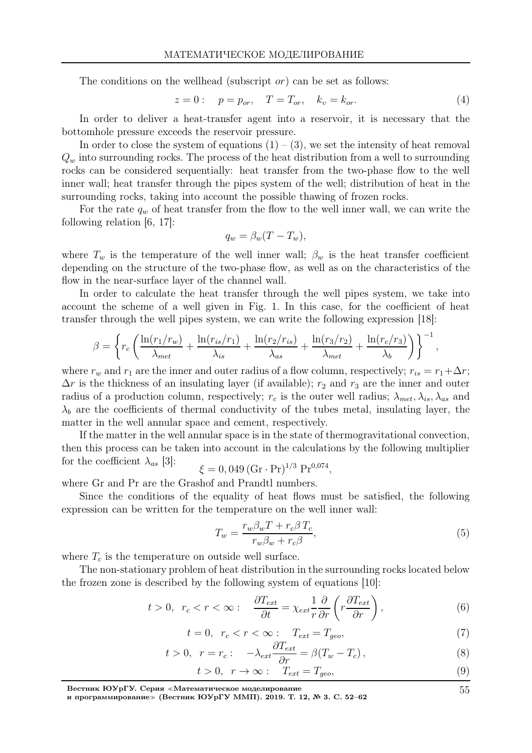The conditions on the wellhead (subscript $or$) can be set as follows:

$$z = 0: \quad p = p_{or}, \quad T = T_{or}, \quad k_v = k_{or}. \tag{4}$$

In order to deliver a heat-transfer agent into a reservoir, it is necessary that the bottomhole pressure exceeds the reservoir pressure.

In order to close the system of equations (1) – (3), we set the intensity of heat removal $Q_w$ into surrounding rocks. The process of the heat distribution from a well to surrounding rocks can be considered sequentially: heat transfer from the two-phase flow to the well inner wall; heat transfer through the pipes system of the well; distribution of heat in the surrounding rocks, taking into account the possible thawing of frozen rocks.

For the rate $q_w$ of heat transfer from the flow to the well inner wall, we can write the following relation [6, 17]:

$$q_w = \beta_w (T - T_w),$$

where $T_w$ is the temperature of the well inner wall; $\beta_w$ is the heat transfer coefficient depending on the structure of the two-phase flow, as well as on the characteristics of the flow in the near-surface layer of the channel wall.

In order to calculate the heat transfer through the well pipes system, we take into account the scheme of a well given in Fig. 1. In this case, for the coefficient of heat transfer through the well pipes system, we can write the following expression [18]:

$$\beta = \left\{ r_c \left( \frac{\ln(r_1/r_w)}{\lambda_{met}} + \frac{\ln(r_{is}/r_1)}{\lambda_{is}} + \frac{\ln(r_2/r_{is})}{\lambda_{as}} + \frac{\ln(r_3/r_2)}{\lambda_{met}} + \frac{\ln(r_c/r_3)}{\lambda_b} \right) \right\}^{-1},$$

where $r_w$ and $r_1$ are the inner and outer radius of a flow column, respectively; $r_{is} = r_1 + \Delta r$; $\Delta r$ is the thickness of an insulating layer (if available); $r_2$ and $r_3$ are the inner and outer radius of a production column, respectively; $r_c$ is the outer well radius; $\lambda_{met}$, $\lambda_{is}$, $\lambda_{as}$ and $\lambda_b$ are the coefficients of thermal conductivity of the tubes metal, insulating layer, the matter in the well annular space and cement, respectively.

If the matter in the well annular space is in the state of thermogravitational convection, then this process can be taken into account in the calculations by the following multiplier for the coefficient $\lambda_{as}$ [3]:

$$\xi = 0,049 \, (\mathrm{Gr} \cdot \mathrm{Pr})^{1/3} \, \mathrm{Pr}^{0,074},$$

where Gr and Pr are the Grashof and Prandtl numbers.

Since the conditions of the equality of heat flows must be satisfied, the following expression can be written for the temperature on the well inner wall:

$$T_w = \frac{r_w \beta_w T + r_c \beta \, T_c}{r_w \beta_w + r_c \beta}, \tag{5}$$

where $T_c$ is the temperature on outside well surface.

The non-stationary problem of heat distribution in the surrounding rocks located below the frozen zone is described by the following system of equations [10]:

$$t > 0, \;\; r_c < r < \infty: \quad \frac{\partial T_{ext}}{\partial t} = \chi_{ext} \frac{1}{r} \frac{\partial}{\partial r} \left( r \frac{\partial T_{ext}}{\partial r} \right), \tag{6}$$

$$t = 0, \;\; r_c < r < \infty: \quad T_{ext} = T_{geo}, \tag{7}$$

$$t > 0, \;\; r = r_c: \quad -\lambda_{ext} \frac{\partial T_{ext}}{\partial r} = \beta (T_w - T_c), \tag{8}$$

$$t > 0, \;\; r \to \infty: \quad T_{ext} = T_{geo}, \tag{9}$$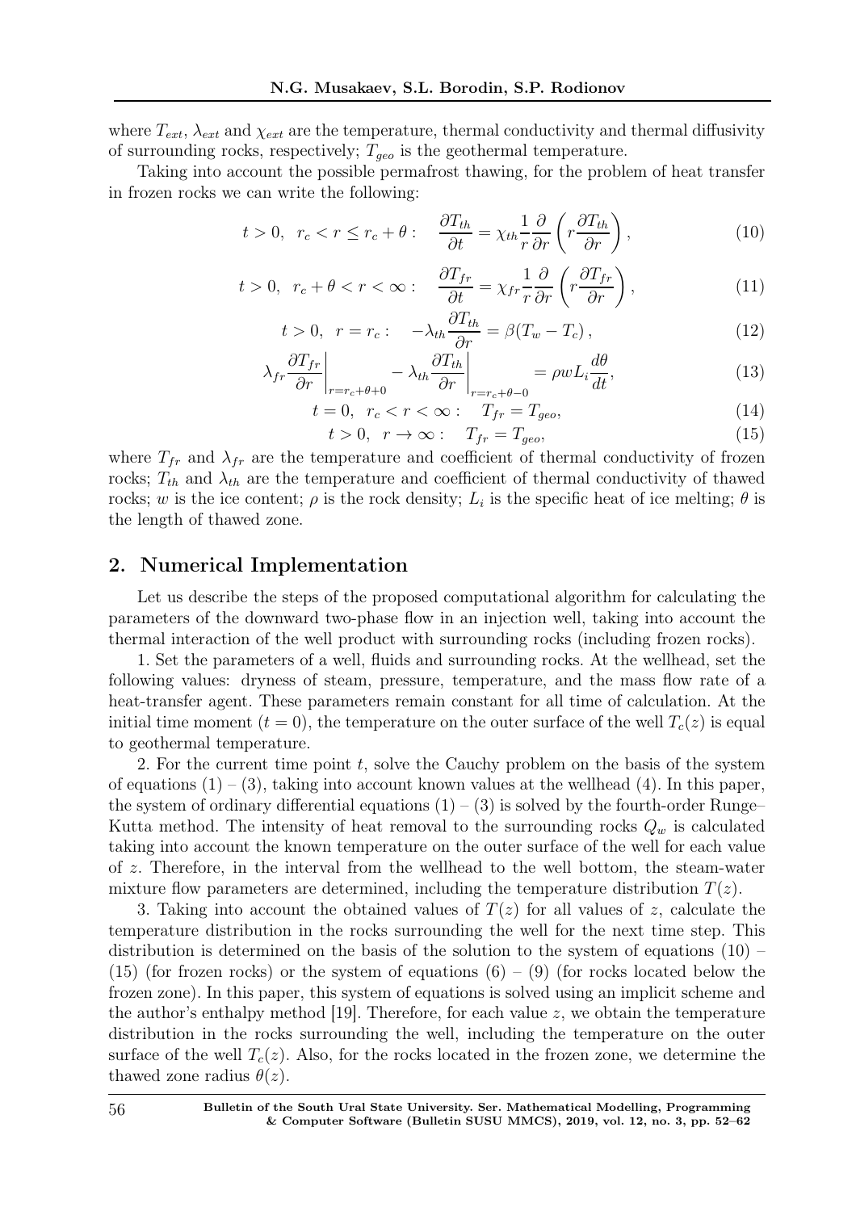where $T_{ext}$, $\lambda_{ext}$ and $\chi_{ext}$ are the temperature, thermal conductivity and thermal diffusivity of surrounding rocks, respectively; $T_{geo}$ is the geothermal temperature.

Taking into account the possible permafrost thawing, for the problem of heat transfer in frozen rocks we can write the following:

$$t > 0, \;\; r_c < r \leq r_c + \theta : \quad \frac{\partial T_{th}}{\partial t} = \chi_{th} \frac{1}{r} \frac{\partial}{\partial r} \left( r \frac{\partial T_{th}}{\partial r} \right), \tag{10}$$

$$t > 0, \;\; r_c + \theta < r < \infty : \quad \frac{\partial T_{fr}}{\partial t} = \chi_{fr} \frac{1}{r} \frac{\partial}{\partial r} \left( r \frac{\partial T_{fr}}{\partial r} \right), \tag{11}$$

$$t > 0, \;\; r = r_c : \quad -\lambda_{th} \frac{\partial T_{th}}{\partial r} = \beta (T_w - T_c), \tag{12}$$

$$\lambda_{fr} \left. \frac{\partial T_{fr}}{\partial r} \right|_{r = r_c + \theta + 0} - \lambda_{th} \left. \frac{\partial T_{th}}{\partial r} \right|_{r = r_c + \theta - 0} = \rho w L_i \frac{d\theta}{dt}, \tag{13}$$

$$t = 0, \;\; r_c < r < \infty : \quad T_{fr} = T_{geo}, \tag{14}$$

$$t > 0, \;\; r \to \infty : \quad T_{fr} = T_{geo}, \tag{15}$$

where $T_{fr}$ and $\lambda_{fr}$ are the temperature and coefficient of thermal conductivity of frozen rocks; $T_{th}$ and $\lambda_{th}$ are the temperature and coefficient of thermal conductivity of thawed rocks; $w$ is the ice content; $\rho$ is the rock density; $L_i$ is the specific heat of ice melting; $\theta$ is the length of thawed zone.

## 2. Numerical Implementation

Let us describe the steps of the proposed computational algorithm for calculating the parameters of the downward two-phase flow in an injection well, taking into account the thermal interaction of the well product with surrounding rocks (including frozen rocks).

1. Set the parameters of a well, fluids and surrounding rocks. At the wellhead, set the following values: dryness of steam, pressure, temperature, and the mass flow rate of a heat-transfer agent. These parameters remain constant for all time of calculation. At the initial time moment ($t = 0$), the temperature on the outer surface of the well $T_c(z)$ is equal to geothermal temperature.

2. For the current time point $t$, solve the Cauchy problem on the basis of the system of equations (1) – (3), taking into account known values at the wellhead (4). In this paper, the system of ordinary differential equations (1) – (3) is solved by the fourth-order Runge–Kutta method. The intensity of heat removal to the surrounding rocks $Q_w$ is calculated taking into account the known temperature on the outer surface of the well for each value of $z$. Therefore, in the interval from the wellhead to the well bottom, the steam-water mixture flow parameters are determined, including the temperature distribution $T(z)$.

3. Taking into account the obtained values of $T(z)$ for all values of $z$, calculate the temperature distribution in the rocks surrounding the well for the next time step. This distribution is determined on the basis of the solution to the system of equations (10) – (15) (for frozen rocks) or the system of equations (6) – (9) (for rocks located below the frozen zone). In this paper, this system of equations is solved using an implicit scheme and the author's enthalpy method [19]. Therefore, for each value $z$, we obtain the temperature distribution in the rocks surrounding the well, including the temperature on the outer surface of the well $T_c(z)$. Also, for the rocks located in the frozen zone, we determine the thawed zone radius $\theta(z)$.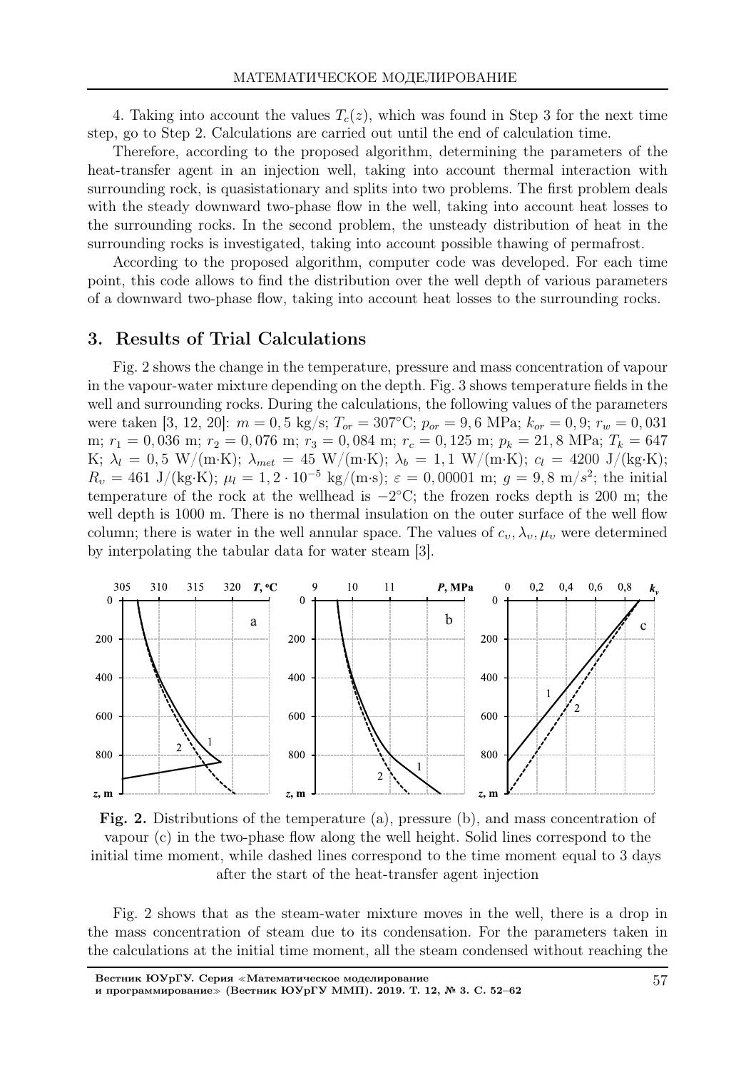4. Taking into account the values $T_c(z)$, which was found in Step 3 for the next time step, go to Step 2. Calculations are carried out until the end of calculation time.

Therefore, according to the proposed algorithm, determining the parameters of the heat-transfer agent in an injection well, taking into account thermal interaction with surrounding rock, is quasistationary and splits into two problems. The first problem deals with the steady downward two-phase flow in the well, taking into account heat losses to the surrounding rocks. In the second problem, the unsteady distribution of heat in the surrounding rocks is investigated, taking into account possible thawing of permafrost.

According to the proposed algorithm, computer code was developed. For each time point, this code allows to find the distribution over the well depth of various parameters of a downward two-phase flow, taking into account heat losses to the surrounding rocks.

## 3. Results of Trial Calculations

Fig. 2 shows the change in the temperature, pressure and mass concentration of vapour in the vapour-water mixture depending on the depth. Fig. 3 shows temperature fields in the well and surrounding rocks. During the calculations, the following values of the parameters were taken [3, 12, 20]: $m = 0,5$ kg/s; $T_{or} = 307°$C; $p_{or} = 9,6$ MPa; $k_{or} = 0,9$; $r_w = 0,031$ m; $r_1 = 0,036$ m; $r_2 = 0,076$ m; $r_3 = 0,084$ m; $r_c = 0,125$ m; $p_k = 21,8$ MPa; $T_k = 647$ K; $\lambda_l = 0,5$ W/(m·K); $\lambda_{met} = 45$ W/(m·K); $\lambda_b = 1,1$ W/(m·K); $c_l = 4200$ J/(kg·K); $R_v = 461$ J/(kg·K); $\mu_l = 1,2 \cdot 10^{-5}$ kg/(m·s); $\varepsilon = 0,00001$ m; $g = 9,8$ m/$s^2$; the initial temperature of the rock at the wellhead is $-2°$C; the frozen rocks depth is 200 m; the well depth is 1000 m. There is no thermal insulation on the outer surface of the well flow column; there is water in the well annular space. The values of $c_v, \lambda_v, \mu_v$ were determined by interpolating the tabular data for water steam [3].

**Fig. 2.** Distributions of the temperature (a), pressure (b), and mass concentration of vapour (c) in the two-phase flow along the well height. Solid lines correspond to the initial time moment, while dashed lines correspond to the time moment equal to 3 days after the start of the heat-transfer agent injection

Fig. 2 shows that as the steam-water mixture moves in the well, there is a drop in the mass concentration of steam due to its condensation. For the parameters taken in the calculations at the initial time moment, all the steam condensed without reaching the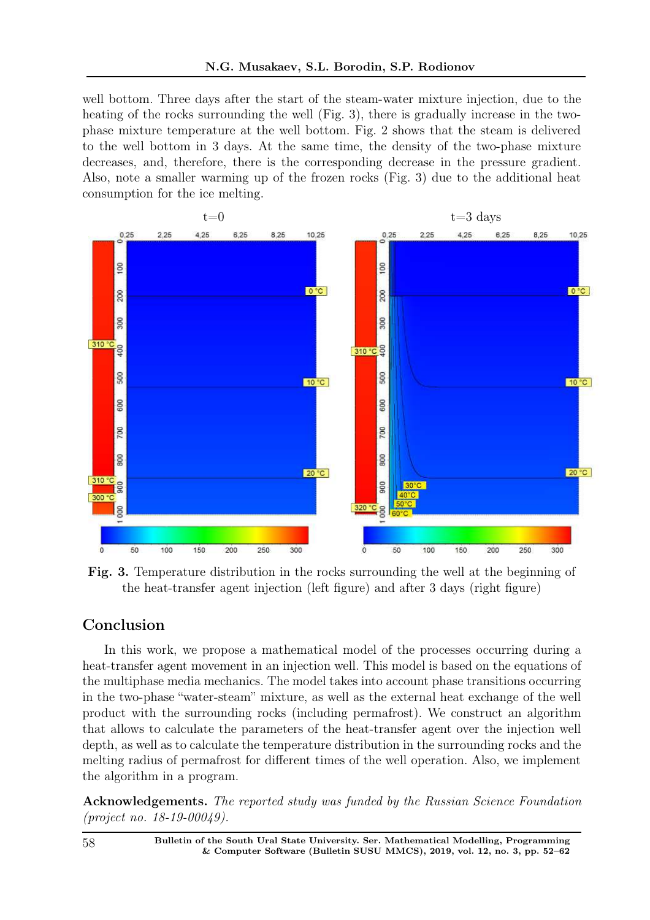well bottom. Three days after the start of the steam-water mixture injection, due to the heating of the rocks surrounding the well (Fig. 3), there is gradually increase in the two-phase mixture temperature at the well bottom. Fig. 2 shows that the steam is delivered to the well bottom in 3 days. At the same time, the density of the two-phase mixture decreases, and, therefore, there is the corresponding decrease in the pressure gradient. Also, note a smaller warming up of the frozen rocks (Fig. 3) due to the additional heat consumption for the ice melting.

**Fig. 3.** Temperature distribution in the rocks surrounding the well at the beginning of the heat-transfer agent injection (left figure) and after 3 days (right figure)

## Conclusion

In this work, we propose a mathematical model of the processes occurring during a heat-transfer agent movement in an injection well. This model is based on the equations of the multiphase media mechanics. The model takes into account phase transitions occurring in the two-phase "water-steam" mixture, as well as the external heat exchange of the well product with the surrounding rocks (including permafrost). We construct an algorithm that allows to calculate the parameters of the heat-transfer agent over the injection well depth, as well as to calculate the temperature distribution in the surrounding rocks and the melting radius of permafrost for different times of the well operation. Also, we implement the algorithm in a program.

**Acknowledgements.** *The reported study was funded by the Russian Science Foundation (project no. 18-19-00049).*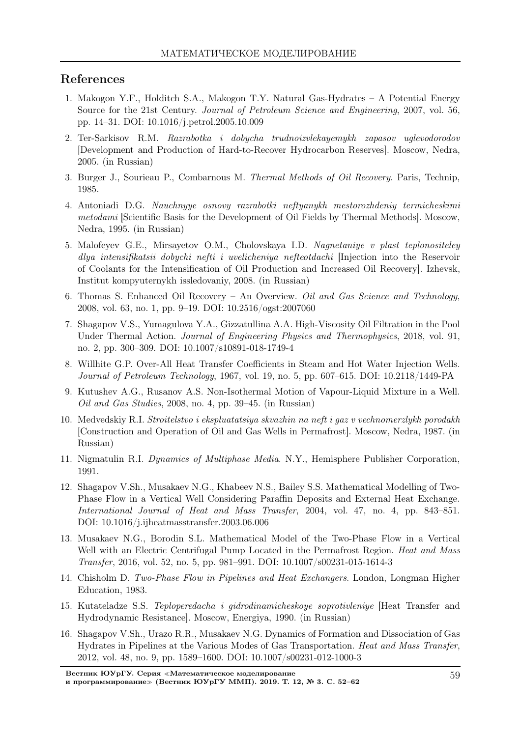## References

1. Makogon Y.F., Holditch S.A., Makogon T.Y. Natural Gas-Hydrates – A Potential Energy Source for the 21st Century. *Journal of Petroleum Science and Engineering*, 2007, vol. 56, pp. 14–31. DOI: 10.1016/j.petrol.2005.10.009

2. Ter-Sarkisov R.M. *Razrabotka i dobycha trudnoizvlekayemykh zapasov uglevodorodov* [Development and Production of Hard-to-Recover Hydrocarbon Reserves]. Moscow, Nedra, 2005. (in Russian)

3. Burger J., Sourieau P., Combarnous M. *Thermal Methods of Oil Recovery*. Paris, Technip, 1985.

4. Antoniadi D.G. *Nauchnyye osnovy razrabotki neftyanykh mestorozhdeniy termicheskimi metodami* [Scientific Basis for the Development of Oil Fields by Thermal Methods]. Moscow, Nedra, 1995. (in Russian)

5. Malofeyev G.E., Mirsayetov O.M., Cholovskaya I.D. *Nagnetaniye v plast teplonositeley dlya intensifikatsii dobychi nefti i uvelicheniya nefteotdachi* [Injection into the Reservoir of Coolants for the Intensification of Oil Production and Increased Oil Recovery]. Izhevsk, Institut kompyuternykh issledovaniy, 2008. (in Russian)

6. Thomas S. Enhanced Oil Recovery – An Overview. *Oil and Gas Science and Technology*, 2008, vol. 63, no. 1, pp. 9–19. DOI: 10.2516/ogst:2007060

7. Shagapov V.S., Yumagulova Y.A., Gizzatullina A.A. High-Viscosity Oil Filtration in the Pool Under Thermal Action. *Journal of Engineering Physics and Thermophysics*, 2018, vol. 91, no. 2, pp. 300–309. DOI: 10.1007/s10891-018-1749-4

8. Willhite G.P. Over-All Heat Transfer Coefficients in Steam and Hot Water Injection Wells. *Journal of Petroleum Technology*, 1967, vol. 19, no. 5, pp. 607–615. DOI: 10.2118/1449-PA

9. Kutushev A.G., Rusanov A.S. Non-Isothermal Motion of Vapour-Liquid Mixture in a Well. *Oil and Gas Studies*, 2008, no. 4, pp. 39–45. (in Russian)

10. Medvedskiy R.I. *Stroitelstvo i ekspluatatsiya skvazhin na neft i gaz v vechnomerzlykh porodakh* [Construction and Operation of Oil and Gas Wells in Permafrost]. Moscow, Nedra, 1987. (in Russian)

11. Nigmatulin R.I. *Dynamics of Multiphase Media*. N.Y., Hemisphere Publisher Corporation, 1991.

12. Shagapov V.Sh., Musakaev N.G., Khabeev N.S., Bailey S.S. Mathematical Modelling of Two-Phase Flow in a Vertical Well Considering Paraffin Deposits and External Heat Exchange. *International Journal of Heat and Mass Transfer*, 2004, vol. 47, no. 4, pp. 843–851. DOI: 10.1016/j.ijheatmasstransfer.2003.06.006

13. Musakaev N.G., Borodin S.L. Mathematical Model of the Two-Phase Flow in a Vertical Well with an Electric Centrifugal Pump Located in the Permafrost Region. *Heat and Mass Transfer*, 2016, vol. 52, no. 5, pp. 981–991. DOI: 10.1007/s00231-015-1614-3

14. Chisholm D. *Two-Phase Flow in Pipelines and Heat Exchangers*. London, Longman Higher Education, 1983.

15. Kutateladze S.S. *Teploperedacha i gidrodinamicheskoye soprotivleniye* [Heat Transfer and Hydrodynamic Resistance]. Moscow, Energiya, 1990. (in Russian)

16. Shagapov V.Sh., Urazo R.R., Musakaev N.G. Dynamics of Formation and Dissociation of Gas Hydrates in Pipelines at the Various Modes of Gas Transportation. *Heat and Mass Transfer*, 2012, vol. 48, no. 9, pp. 1589–1600. DOI: 10.1007/s00231-012-1000-3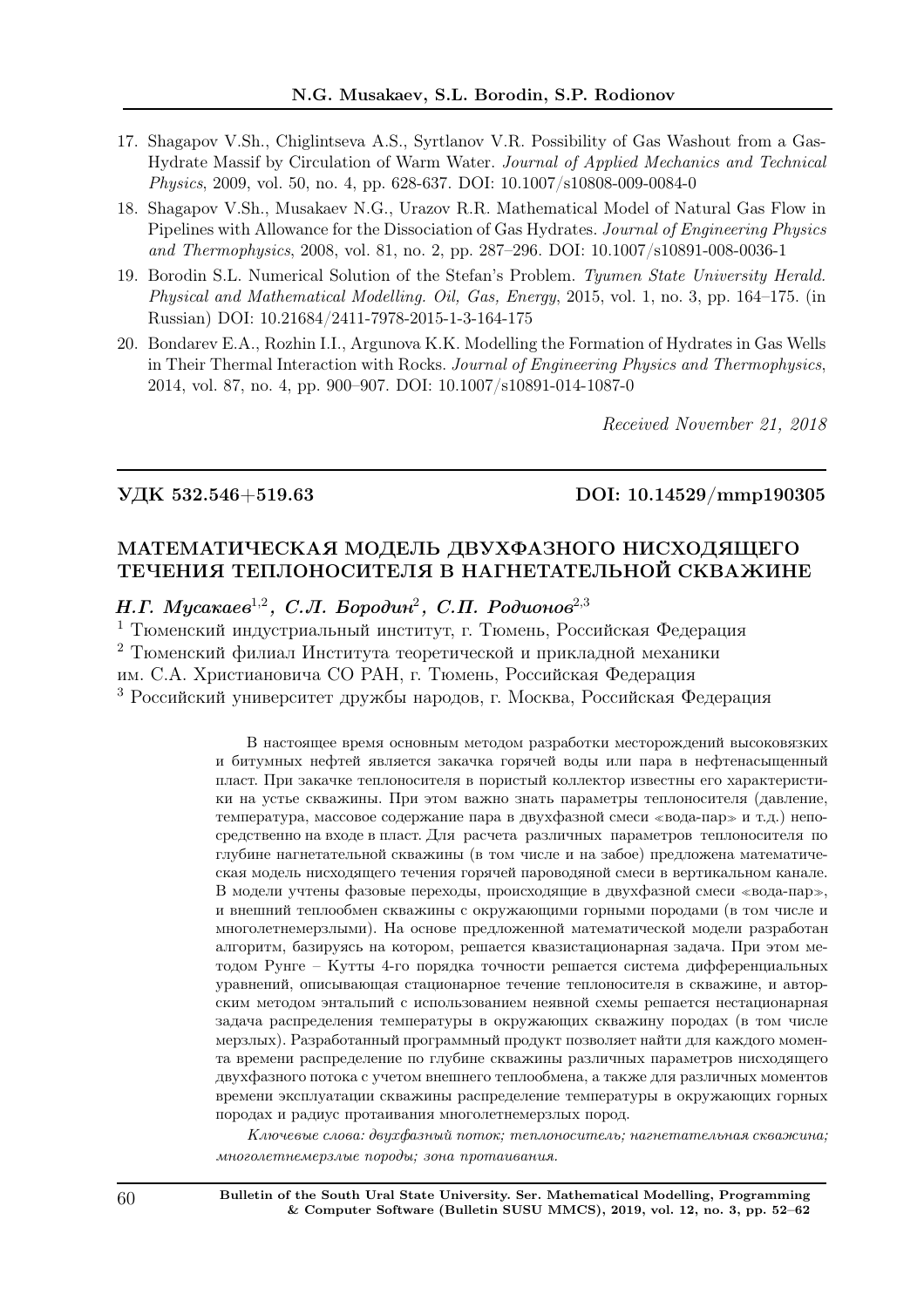17. Shagapov V.Sh., Chiglintseva A.S., Syrtlanov V.R. Possibility of Gas Washout from a Gas-Hydrate Massif by Circulation of Warm Water. *Journal of Applied Mechanics and Technical Physics*, 2009, vol. 50, no. 4, pp. 628-637. DOI: 10.1007/s10808-009-0084-0
18. Shagapov V.Sh., Musakaev N.G., Urazov R.R. Mathematical Model of Natural Gas Flow in Pipelines with Allowance for the Dissociation of Gas Hydrates. *Journal of Engineering Physics and Thermophysics*, 2008, vol. 81, no. 2, pp. 287–296. DOI: 10.1007/s10891-008-0036-1
19. Borodin S.L. Numerical Solution of the Stefan's Problem. *Tyumen State University Herald. Physical and Mathematical Modelling. Oil, Gas, Energy*, 2015, vol. 1, no. 3, pp. 164–175. (in Russian) DOI: 10.21684/2411-7978-2015-1-3-164-175
20. Bondarev E.A., Rozhin I.I., Argunova K.K. Modelling the Formation of Hydrates in Gas Wells in Their Thermal Interaction with Rocks. *Journal of Engineering Physics and Thermophysics*, 2014, vol. 87, no. 4, pp. 900–907. DOI: 10.1007/s10891-014-1087-0

*Received November 21, 2018*

---

**УДК 532.546+519.63** **DOI: 10.14529/mmp190305**

## МАТЕМАТИЧЕСКАЯ МОДЕЛЬ ДВУХФАЗНОГО НИСХОДЯЩЕГО ТЕЧЕНИЯ ТЕПЛОНОСИТЕЛЯ В НАГНЕТАТЕЛЬНОЙ СКВАЖИНЕ

***Н.Г. Мусакаев***[1,2]***, С.Л. Бородин***[2]***, С.П. Родионов***[2,3]

[1] Тюменский индустриальный институт, г. Тюмень, Российская Федерация

[2] Тюменский филиал Института теоретической и прикладной механики им. С.А. Христиановича СО РАН, г. Тюмень, Российская Федерация

[3] Российский университет дружбы народов, г. Москва, Российская Федерация

В настоящее время основным методом разработки месторождений высоковязких и битумных нефтей является закачка горячей воды или пара в нефтенасыщенный пласт. При закачке теплоносителя в пористый коллектор известны его характеристики на устье скважины. При этом важно знать параметры теплоносителя (давление, температура, массовое содержание пара в двухфазной смеси «вода-пар» и т.д.) непосредственно на входе в пласт. Для расчета различных параметров теплоносителя по глубине нагнетательной скважины (в том числе и на забое) предложена математическая модель нисходящего течения горячей пароводяной смеси в вертикальном канале. В модели учтены фазовые переходы, происходящие в двухфазной смеси «вода-пар», и внешний теплообмен скважины с окружающими горными породами (в том числе и многолетнемерзлыми). На основе предложенной математической модели разработан алгоритм, базируясь на котором, решается квазистационарная задача. При этом методом Рунге – Кутты 4-го порядка точности решается система дифференциальных уравнений, описывающая стационарное течение теплоносителя в скважине, и авторским методом энтальпий с использованием неявной схемы решается нестационарная задача распределения температуры в окружающих скважину породах (в том числе мерзлых). Разработанный программный продукт позволяет найти для каждого момента времени распределение по глубине скважины различных параметров нисходящего двухфазного потока с учетом внешнего теплообмена, а также для различных моментов времени эксплуатации скважины распределение температуры в окружающих горных породах и радиус протаивания многолетнемерзлых пород.

*Ключевые слова: двухфазный поток; теплоноситель; нагнетательная скважина; многолетнемерзлые породы; зона протаивания.*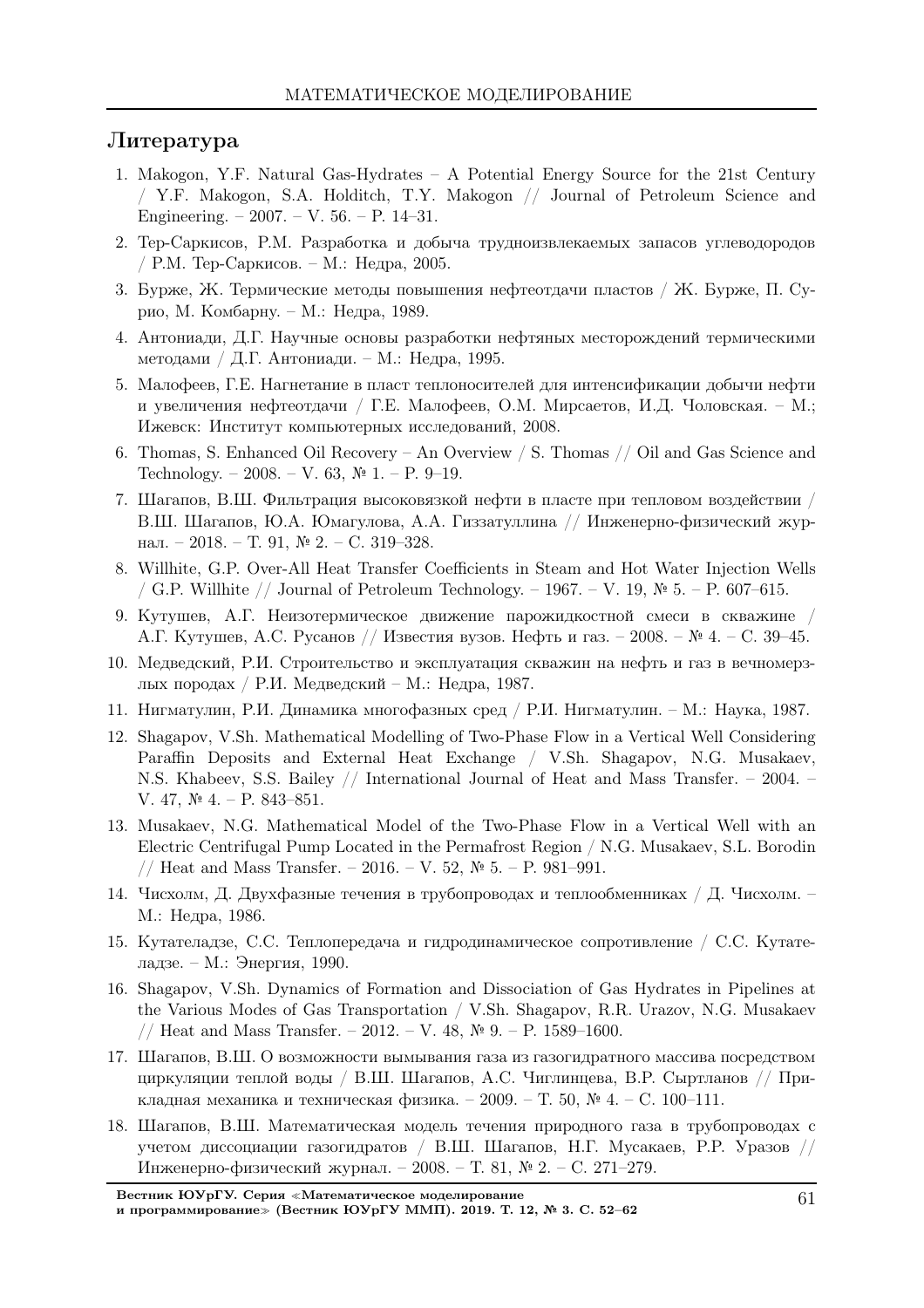## Литература

1. Makogon, Y.F. Natural Gas-Hydrates – A Potential Energy Source for the 21st Century / Y.F. Makogon, S.A. Holditch, T.Y. Makogon // Journal of Petroleum Science and Engineering. – 2007. – V. 56. – P. 14–31.
2. Тер-Саркисов, Р.М. Разработка и добыча трудноизвлекаемых запасов углеводородов / Р.М. Тер-Саркисов. – М.: Недра, 2005.
3. Бурже, Ж. Термические методы повышения нефтеотдачи пластов / Ж. Бурже, П. Сурио, М. Комбарну. – М.: Недра, 1989.
4. Антониади, Д.Г. Научные основы разработки нефтяных месторождений термическими методами / Д.Г. Антониади. – М.: Недра, 1995.
5. Малофеев, Г.Е. Нагнетание в пласт теплоносителей для интенсификации добычи нефти и увеличения нефтеотдачи / Г.Е. Малофеев, О.М. Мирсаетов, И.Д. Чоловская. – М.; Ижевск: Институт компьютерных исследований, 2008.
6. Thomas, S. Enhanced Oil Recovery – An Overview / S. Thomas // Oil and Gas Science and Technology. – 2008. – V. 63, № 1. – P. 9–19.
7. Шагапов, В.Ш. Фильтрация высоковязкой нефти в пласте при тепловом воздействии / В.Ш. Шагапов, Ю.А. Юмагулова, А.А. Гиззатуллина // Инженерно-физический журнал. – 2018. – Т. 91, № 2. – С. 319–328.
8. Willhite, G.P. Over-All Heat Transfer Coefficients in Steam and Hot Water Injection Wells / G.P. Willhite // Journal of Petroleum Technology. – 1967. – V. 19, № 5. – P. 607–615.
9. Кутушев, А.Г. Неизотермическое движение парожидкостной смеси в скважине / А.Г. Кутушев, А.С. Русанов // Известия вузов. Нефть и газ. – 2008. – № 4. – С. 39–45.
10. Медведский, Р.И. Строительство и эксплуатация скважин на нефть и газ в вечномерзлых породах / Р.И. Медведский – М.: Недра, 1987.
11. Нигматулин, Р.И. Динамика многофазных сред / Р.И. Нигматулин. – М.: Наука, 1987.
12. Shagapov, V.Sh. Mathematical Modelling of Two-Phase Flow in a Vertical Well Considering Paraffin Deposits and External Heat Exchange / V.Sh. Shagapov, N.G. Musakaev, N.S. Khabeev, S.S. Bailey // International Journal of Heat and Mass Transfer. – 2004. – V. 47, № 4. – P. 843–851.
13. Musakaev, N.G. Mathematical Model of the Two-Phase Flow in a Vertical Well with an Electric Centrifugal Pump Located in the Permafrost Region / N.G. Musakaev, S.L. Borodin // Heat and Mass Transfer. – 2016. – V. 52, № 5. – P. 981–991.
14. Чисхолм, Д. Двухфазные течения в трубопроводах и теплообменниках / Д. Чисхолм. – М.: Недра, 1986.
15. Кутателадзе, С.С. Теплопередача и гидродинамическое сопротивление / С.С. Кутателадзе. – М.: Энергия, 1990.
16. Shagapov, V.Sh. Dynamics of Formation and Dissociation of Gas Hydrates in Pipelines at the Various Modes of Gas Transportation / V.Sh. Shagapov, R.R. Urazov, N.G. Musakaev // Heat and Mass Transfer. – 2012. – V. 48, № 9. – P. 1589–1600.
17. Шагапов, В.Ш. О возможности вымывания газа из газогидратного массива посредством циркуляции теплой воды / В.Ш. Шагапов, А.С. Чиглинцева, В.Р. Сыртланов // Прикладная механика и техническая физика. – 2009. – Т. 50, № 4. – С. 100–111.
18. Шагапов, В.Ш. Математическая модель течения природного газа в трубопроводах с учетом диссоциации газогидратов / В.Ш. Шагапов, Н.Г. Мусакаев, Р.Р. Уразов // Инженерно-физический журнал. – 2008. – Т. 81, № 2. – С. 271–279.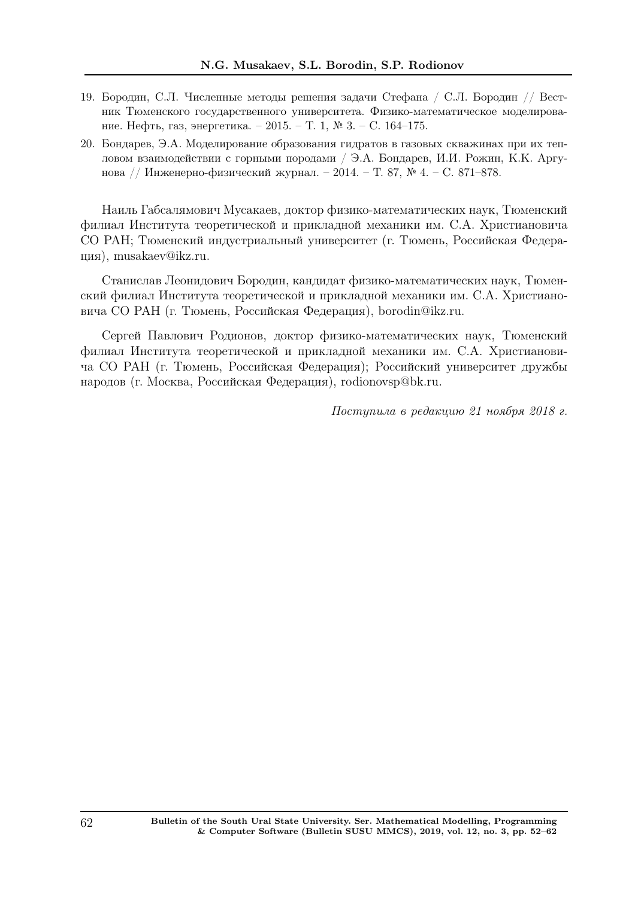19. Бородин, С.Л. Численные методы решения задачи Стефана / С.Л. Бородин // Вестник Тюменского государственного университета. Физико-математическое моделирование. Нефть, газ, энергетика. – 2015. – Т. 1, № 3. – С. 164–175.

20. Бондарев, Э.А. Моделирование образования гидратов в газовых скважинах при их тепловом взаимодействии с горными породами / Э.А. Бондарев, И.И. Рожин, К.К. Аргунова // Инженерно-физический журнал. – 2014. – Т. 87, № 4. – С. 871–878.

Наиль Габсалямович Мусакаев, доктор физико-математических наук, Тюменский филиал Института теоретической и прикладной механики им. С.А. Христиановича СО РАН; Тюменский индустриальный университет (г. Тюмень, Российская Федерация), musakaev@ikz.ru.

Станислав Леонидович Бородин, кандидат физико-математических наук, Тюменский филиал Института теоретической и прикладной механики им. С.А. Христиановича СО РАН (г. Тюмень, Российская Федерация), borodin@ikz.ru.

Сергей Павлович Родионов, доктор физико-математических наук, Тюменский филиал Института теоретической и прикладной механики им. С.А. Христиановича СО РАН (г. Тюмень, Российская Федерация); Российский университет дружбы народов (г. Москва, Российская Федерация), rodionovsp@bk.ru.

*Поступила в редакцию 21 ноября 2018 г.*